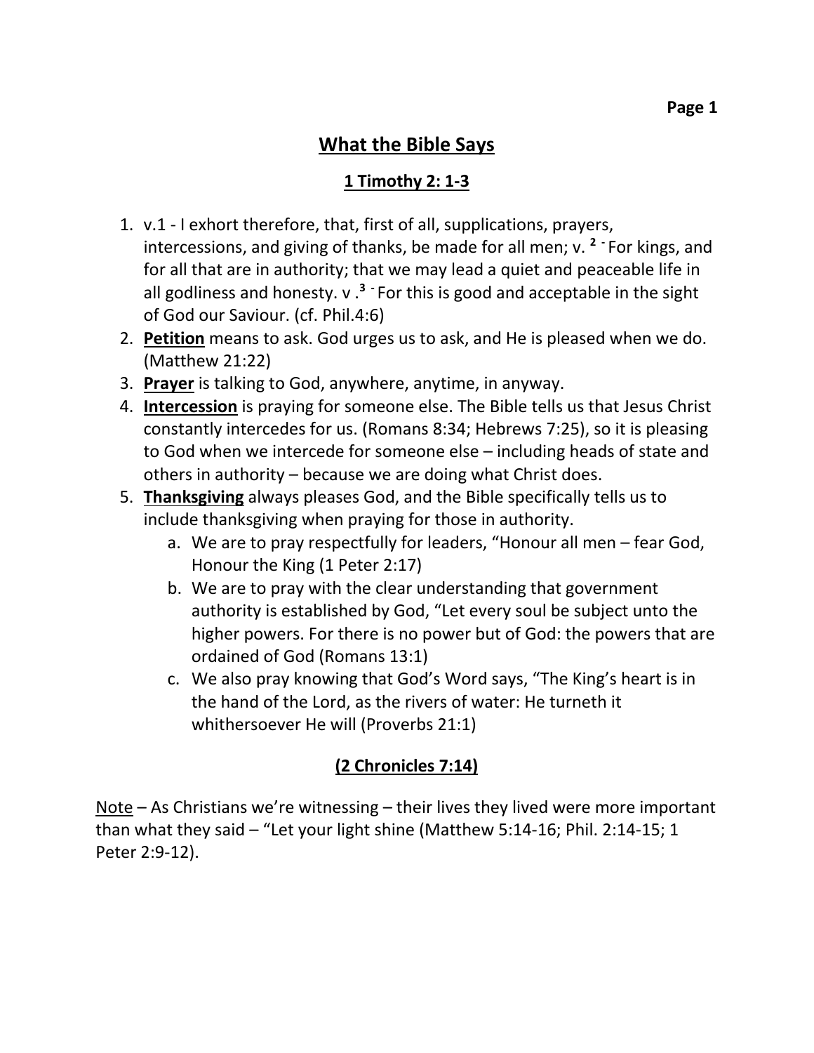# <u>What the Bible Says</u>

## <u>1 Timothy 2: 1-3</u>

1. v.1 - I exhort therefore, that, first of all, supplications, prayers, intercessions, and giving of thanks, be made for all men; v. [2] - For kings, and for all that are in authority; that we may lead a quiet and peaceable life in all godliness and honesty. v .[3] - For this is good and acceptable in the sight of God our Saviour. (cf. Phil.4:6)
2. <u>**Petition**</u> means to ask. God urges us to ask, and He is pleased when we do. (Matthew 21:22)
3. <u>**Prayer**</u> is talking to God, anywhere, anytime, in anyway.
4. <u>**Intercession**</u> is praying for someone else. The Bible tells us that Jesus Christ constantly intercedes for us. (Romans 8:34; Hebrews 7:25), so it is pleasing to God when we intercede for someone else – including heads of state and others in authority – because we are doing what Christ does.
5. <u>**Thanksgiving**</u> always pleases God, and the Bible specifically tells us to include thanksgiving when praying for those in authority.
   a. We are to pray respectfully for leaders, "Honour all men – fear God, Honour the King (1 Peter 2:17)
   b. We are to pray with the clear understanding that government authority is established by God, "Let every soul be subject unto the higher powers. For there is no power but of God: the powers that are ordained of God (Romans 13:1)
   c. We also pray knowing that God's Word says, "The King's heart is in the hand of the Lord, as the rivers of water: He turneth it whithersoever He will (Proverbs 21:1)

## <u>(2 Chronicles 7:14)</u>

<u>Note</u> – As Christians we're witnessing – their lives they lived were more important than what they said – "Let your light shine (Matthew 5:14-16; Phil. 2:14-15; 1 Peter 2:9-12).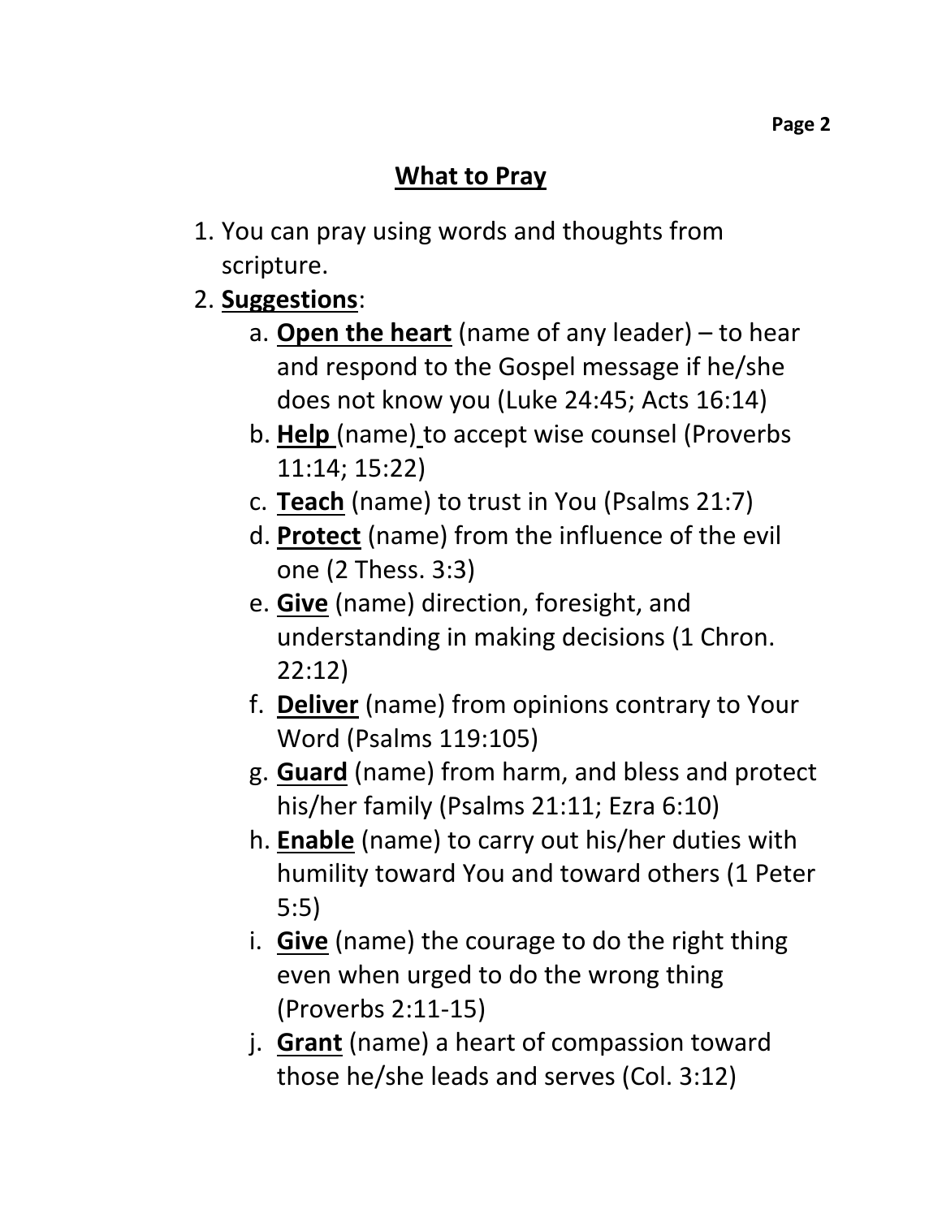## What to Pray

1. You can pray using words and thoughts from scripture.
2. **Suggestions**:
   a. **Open the heart** (name of any leader) – to hear and respond to the Gospel message if he/she does not know you (Luke 24:45; Acts 16:14)
   b. **Help** (name) to accept wise counsel (Proverbs 11:14; 15:22)
   c. **Teach** (name) to trust in You (Psalms 21:7)
   d. **Protect** (name) from the influence of the evil one (2 Thess. 3:3)
   e. **Give** (name) direction, foresight, and understanding in making decisions (1 Chron. 22:12)
   f. **Deliver** (name) from opinions contrary to Your Word (Psalms 119:105)
   g. **Guard** (name) from harm, and bless and protect his/her family (Psalms 21:11; Ezra 6:10)
   h. **Enable** (name) to carry out his/her duties with humility toward You and toward others (1 Peter 5:5)
   i. **Give** (name) the courage to do the right thing even when urged to do the wrong thing (Proverbs 2:11-15)
   j. **Grant** (name) a heart of compassion toward those he/she leads and serves (Col. 3:12)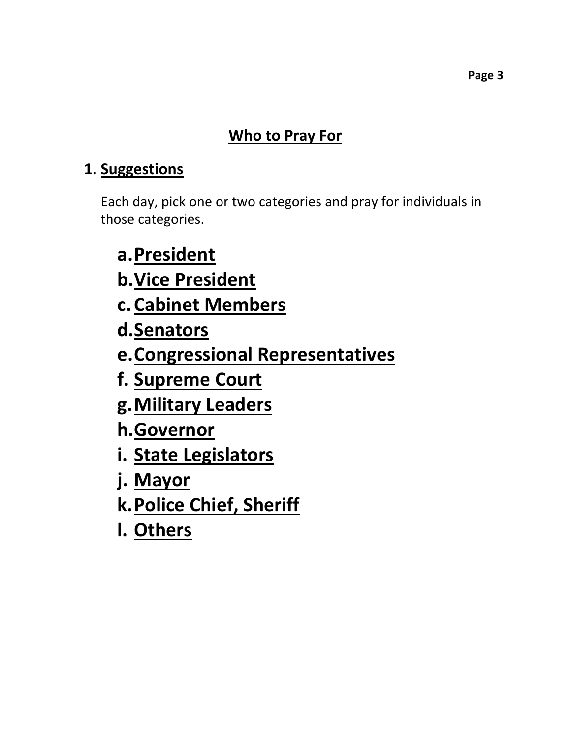## Who to Pray For

### 1. Suggestions

Each day, pick one or two categories and pray for individuals in those categories.

a. **President**

b. **Vice President**

c. **Cabinet Members**

d. **Senators**

e. **Congressional Representatives**

f. **Supreme Court**

g. **Military Leaders**

h. **Governor**

i. **State Legislators**

j. **Mayor**

k. **Police Chief, Sheriff**

l. **Others**